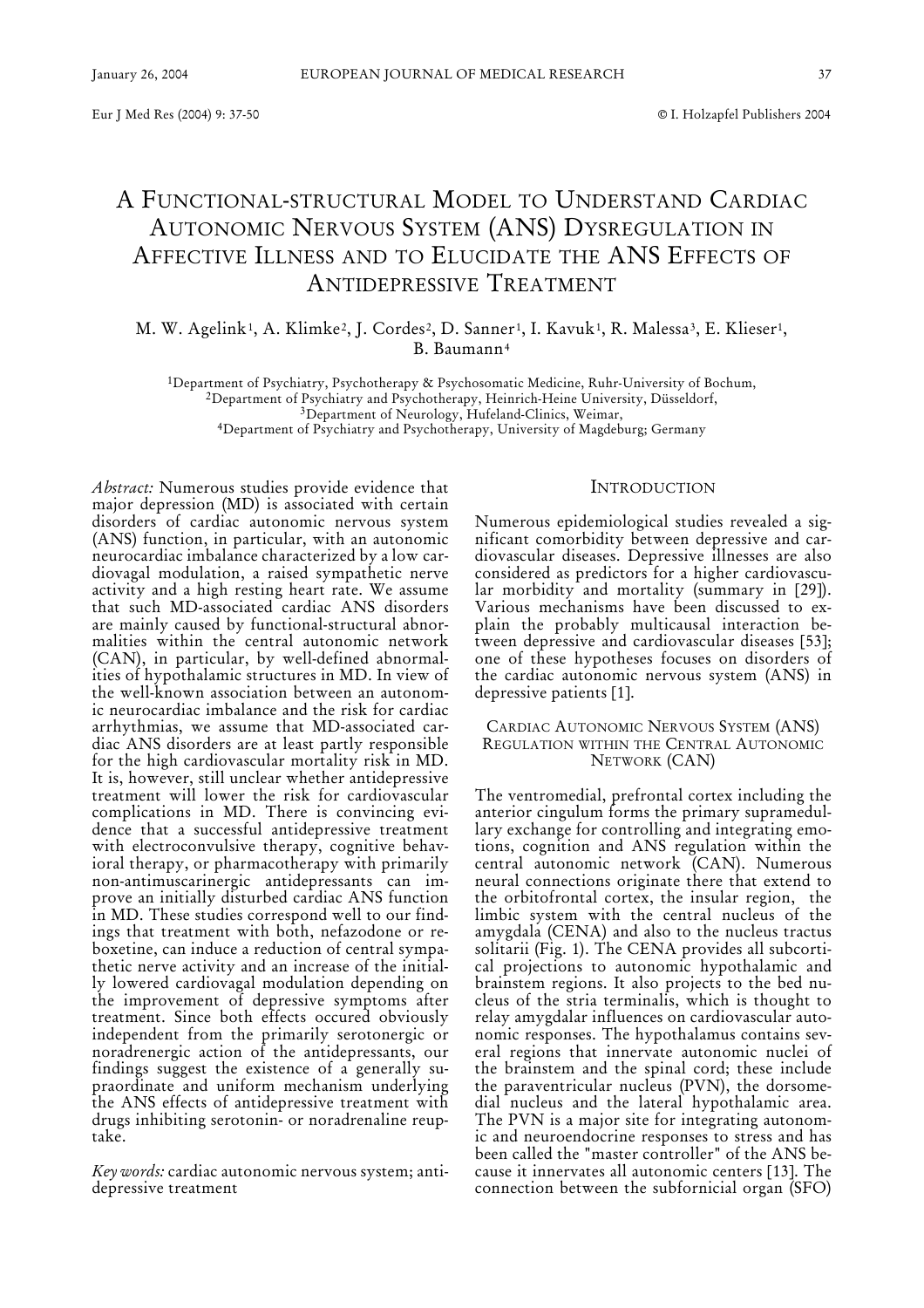# A Functional-structural Model to Understand Cardiac Autonomic Nervous System (ANS) Dysregulation in Affective Illness and to Elucidate the ANS Effects of Antidepressive Treatment

M. W. Agelink[1], A. Klimke[2], J. Cordes[2], D. Sanner[1], I. Kavuk[1], R. Malessa[3], E. Klieser[1], B. Baumann[4]

[1]Department of Psychiatry, Psychotherapy & Psychosomatic Medicine, Ruhr-University of Bochum,
[2]Department of Psychiatry and Psychotherapy, Heinrich-Heine University, Düsseldorf,
[3]Department of Neurology, Hufeland-Clinics, Weimar,
[4]Department of Psychiatry and Psychotherapy, University of Magdeburg; Germany

*Abstract:* Numerous studies provide evidence that major depression (MD) is associated with certain disorders of cardiac autonomic nervous system (ANS) function, in particular, with an autonomic neurocardiac imbalance characterized by a low cardiovagal modulation, a raised sympathetic nerve activity and a high resting heart rate. We assume that such MD-associated cardiac ANS disorders are mainly caused by functional-structural abnormalities within the central autonomic network (CAN), in particular, by well-defined abnormalities of hypothalamic structures in MD. In view of the well-known association between an autonomic neurocardiac imbalance and the risk for cardiac arrhythmias, we assume that MD-associated cardiac ANS disorders are at least partly responsible for the high cardiovascular mortality risk in MD. It is, however, still unclear whether antidepressive treatment will lower the risk for cardiovascular complications in MD. There is convincing evidence that a successful antidepressive treatment with electroconvulsive therapy, cognitive behavioral therapy, or pharmacotherapy with primarily non-antimuscarinergic antidepressants can improve an initially disturbed cardiac ANS function in MD. These studies correspond well to our findings that treatment with both, nefazodone or reboxetine, can induce a reduction of central sympathetic nerve activity and an increase of the initially lowered cardiovagal modulation depending on the improvement of depressive symptoms after treatment. Since both effects occured obviously independent from the primarily serotonergic or noradrenergic action of the antidepressants, our findings suggest the existence of a generally supraordinate and uniform mechanism underlying the ANS effects of antidepressive treatment with drugs inhibiting serotonin- or noradrenaline reuptake.

*Key words:* cardiac autonomic nervous system; antidepressive treatment

## Introduction

Numerous epidemiological studies revealed a significant comorbidity between depressive and cardiovascular diseases. Depressive illnesses are also considered as predictors for a higher cardiovascular morbidity and mortality (summary in [29]). Various mechanisms have been discussed to explain the probably multicausal interaction between depressive and cardiovascular diseases [53]; one of these hypotheses focuses on disorders of the cardiac autonomic nervous system (ANS) in depressive patients [1].

## Cardiac Autonomic Nervous System (ANS) Regulation within the Central Autonomic Network (CAN)

The ventromedial, prefrontal cortex including the anterior cingulum forms the primary supramedullary exchange for controlling and integrating emotions, cognition and ANS regulation within the central autonomic network (CAN). Numerous neural connections originate there that extend to the orbitofrontal cortex, the insular region, the limbic system with the central nucleus of the amygdala (CENA) and also to the nucleus tractus solitarii (Fig. 1). The CENA provides all subcortical projections to autonomic hypothalamic and brainstem regions. It also projects to the bed nucleus of the stria terminalis, which is thought to relay amygdalar influences on cardiovascular autonomic responses. The hypothalamus contains several regions that innervate autonomic nuclei of the brainstem and the spinal cord; these include the paraventricular nucleus (PVN), the dorsomedial nucleus and the lateral hypothalamic area. The PVN is a major site for integrating autonomic and neuroendocrine responses to stress and has been called the "master controller" of the ANS because it innervates all autonomic centers [13]. The connection between the subfornicial organ (SFO)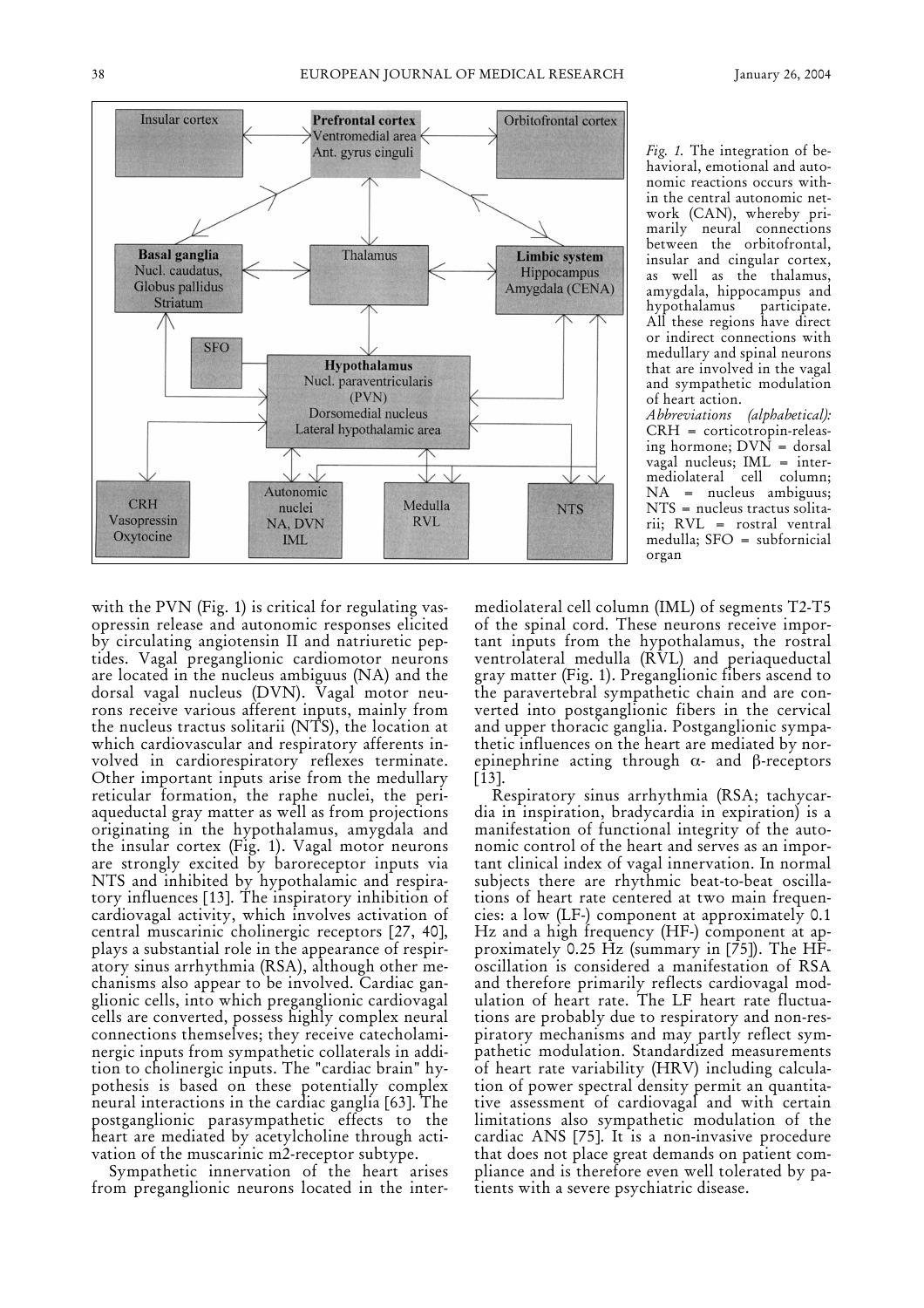Fig. 1. The integration of behavioral, emotional and autonomic reactions occurs within the central autonomic network (CAN), whereby primarily neural connections between the orbitofrontal, insular and cingular cortex, as well as the thalamus, amygdala, hippocampus and hypothalamus participate. All these regions have direct or indirect connections with medullary and spinal neurons that are involved in the vagal and sympathetic modulation of heart action.

*Abbreviations (alphabetical):* CRH = corticotropin-releasing hormone; DVN = dorsal vagal nucleus; IML = intermediolateral cell column; NA = nucleus ambiguus; NTS = nucleus tractus solitarii; RVL = rostral ventral medulla; SFO = subfornicial organ

with the PVN (Fig. 1) is critical for regulating vasopressin release and autonomic responses elicited by circulating angiotensin II and natriuretic peptides. Vagal preganglionic cardiomotor neurons are located in the nucleus ambiguus (NA) and the dorsal vagal nucleus (DVN). Vagal motor neurons receive various afferent inputs, mainly from the nucleus tractus solitarii (NTS), the location at which cardiovascular and respiratory afferents involved in cardiorespiratory reflexes terminate. Other important inputs arise from the medullary reticular formation, the raphe nuclei, the periaqueductal gray matter as well as from projections originating in the hypothalamus, amygdala and the insular cortex (Fig. 1). Vagal motor neurons are strongly excited by baroreceptor inputs via NTS and inhibited by hypothalamic and respiratory influences [13]. The inspiratory inhibition of cardiovagal activity, which involves activation of central muscarinic cholinergic receptors [27, 40], plays a substantial role in the appearance of respiratory sinus arrhythmia (RSA), although other mechanisms also appear to be involved. Cardiac ganglionic cells, into which preganglionic cardiovagal cells are converted, possess highly complex neural connections themselves; they receive catecholaminergic inputs from sympathetic collaterals in addition to cholinergic inputs. The "cardiac brain" hypothesis is based on these potentially complex neural interactions in the cardiac ganglia [63]. The postganglionic parasympathetic effects to the heart are mediated by acetylcholine through activation of the muscarinic m2-receptor subtype.

Sympathetic innervation of the heart arises from preganglionic neurons located in the intermediolateral cell column (IML) of segments T2-T5 of the spinal cord. These neurons receive important inputs from the hypothalamus, the rostral ventrolateral medulla (RVL) and periaqueductal gray matter (Fig. 1). Preganglionic fibers ascend to the paravertebral sympathetic chain and are converted into postganglionic fibers in the cervical and upper thoracic ganglia. Postganglionic sympathetic influences on the heart are mediated by norepinephrine acting through $\alpha$- and $\beta$-receptors [13].

Respiratory sinus arrhythmia (RSA; tachycardia in inspiration, bradycardia in expiration) is a manifestation of functional integrity of the autonomic control of the heart and serves as an important clinical index of vagal innervation. In normal subjects there are rhythmic beat-to-beat oscillations of heart rate centered at two main frequencies: a low (LF-) component at approximately 0.1 Hz and a high frequency (HF-) component at approximately 0.25 Hz (summary in [75]). The HF-oscillation is considered a manifestation of RSA and therefore primarily reflects cardiovagal modulation of heart rate. The LF heart rate fluctuations are probably due to respiratory and non-respiratory mechanisms and may partly reflect sympathetic modulation. Standardized measurements of heart rate variability (HRV) including calculation of power spectral density permit an quantitative assessment of cardiovagal and with certain limitations also sympathetic modulation of the cardiac ANS [75]. It is a non-invasive procedure that does not place great demands on patient compliance and is therefore even well tolerated by patients with a severe psychiatric disease.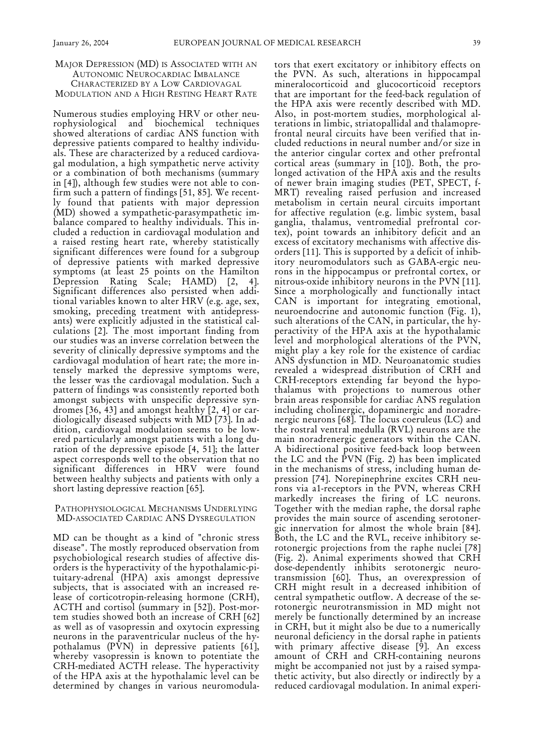## Major Depression (MD) is Associated with an Autonomic Neurocardiac Imbalance Characterized by a Low Cardiovagal Modulation and a High Resting Heart Rate

Numerous studies employing HRV or other neurophysiological and biochemical techniques showed alterations of cardiac ANS function with depressive patients compared to healthy individuals. These are characterized by a reduced cardiovagal modulation, a high sympathetic nerve activity or a combination of both mechanisms (summary in [4]), although few studies were not able to confirm such a pattern of findings [51, 85]. We recently found that patients with major depression (MD) showed a sympathetic-parasympathetic imbalance compared to healthy individuals. This included a reduction in cardiovagal modulation and a raised resting heart rate, whereby statistically significant differences were found for a subgroup of depressive patients with marked depressive symptoms (at least 25 points on the Hamilton Depression Rating Scale; HAMD) [2, 4]. Significant differences also persisted when additional variables known to alter HRV (e.g. age, sex, smoking, preceding treatment with antidepressants) were explicitly adjusted in the statistical calculations [2]. The most important finding from our studies was an inverse correlation between the severity of clinically depressive symptoms and the cardiovagal modulation of heart rate; the more intensely marked the depressive symptoms were, the lesser was the cardiovagal modulation. Such a pattern of findings was consistently reported both amongst subjects with unspecific depressive syndromes [36, 43] and amongst healthy [2, 4] or cardiologically diseased subjects with MD [73]. In addition, cardiovagal modulation seems to be lowered particularly amongst patients with a long duration of the depressive episode [4, 51]; the latter aspect corresponds well to the observation that no significant differences in HRV were found between healthy subjects and patients with only a short lasting depressive reaction [65].

## Pathophysiological Mechanisms Underlying MD-associated Cardiac ANS Dysregulation

MD can be thought as a kind of "chronic stress disease". The mostly reproduced observation from psychobiological research studies of affective disorders is the hyperactivity of the hypothalamic-pituitary-adrenal (HPA) axis amongst depressive subjects, that is associated with an increased release of corticotropin-releasing hormone (CRH), ACTH and cortisol (summary in [52]). Post-mortem studies showed both an increase of CRH [62] as well as of vasopressin and oxytocin expressing neurons in the paraventricular nucleus of the hypothalamus (PVN) in depressive patients [61], whereby vasopressin is known to potentiate the CRH-mediated ACTH release. The hyperactivity of the HPA axis at the hypothalamic level can be determined by changes in various neuromodulators that exert excitatory or inhibitory effects on the PVN. As such, alterations in hippocampal mineralocorticoid and glucocorticoid receptors that are important for the feed-back regulation of the HPA axis were recently described with MD. Also, in post-mortem studies, morphological alterations in limbic, striatopallidal and thalamoprefrontal neural circuits have been verified that included reductions in neural number and/or size in the anterior cingular cortex and other prefrontal cortical areas (summary in [10]). Both, the prolonged activation of the HPA axis and the results of newer brain imaging studies (PET, SPECT, f-MRT) revealing raised perfusion and increased metabolism in certain neural circuits important for affective regulation (e.g. limbic system, basal ganglia, thalamus, ventromedial prefrontal cortex), point towards an inhibitory deficit and an excess of excitatory mechanisms with affective disorders [11]. This is supported by a deficit of inhibitory neuromodulators such as GABA-ergic neurons in the hippocampus or prefrontal cortex, or nitrous-oxide inhibitory neurons in the PVN [11]. Since a morphologically and functionally intact CAN is important for integrating emotional, neuroendocrine and autonomic function (Fig. 1), such alterations of the CAN, in particular, the hyperactivity of the HPA axis at the hypothalamic level and morphological alterations of the PVN, might play a key role for the existence of cardiac ANS dysfunction in MD. Neuroanatomic studies revealed a widespread distribution of CRH and CRH-receptors extending far beyond the hypothalamus with projections to numerous other brain areas responsible for cardiac ANS regulation including cholinergic, dopaminergic and noradrenergic neurons [68]. The locus coeruleus (LC) and the rostral ventral medulla (RVL) neurons are the main noradrenergic generators within the CAN. A bidirectional positive feed-back loop between the LC and the PVN (Fig. 2) has been implicated in the mechanisms of stress, including human depression [74]. Norepinephrine excites CRH neurons via a1-receptors in the PVN, whereas CRH markedly increases the firing of LC neurons. Together with the median raphe, the dorsal raphe provides the main source of ascending serotonergic innervation for almost the whole brain [84]. Both, the LC and the RVL, receive inhibitory serotonergic projections from the raphe nuclei [78] (Fig. 2). Animal experiments showed that CRH dose-dependently inhibits serotonergic neurotransmission [60]. Thus, an overexpression of CRH might result in a decreased inhibition of central sympathetic outflow. A decrease of the serotonergic neurotransmission in MD might not merely be functionally determined by an increase in CRH, but it might also be due to a numerically neuronal deficiency in the dorsal raphe in patients with primary affective disease [9]. An excess amount of CRH and CRH-containing neurons might be accompanied not just by a raised sympathetic activity, but also directly or indirectly by a reduced cardiovagal modulation. In animal experi-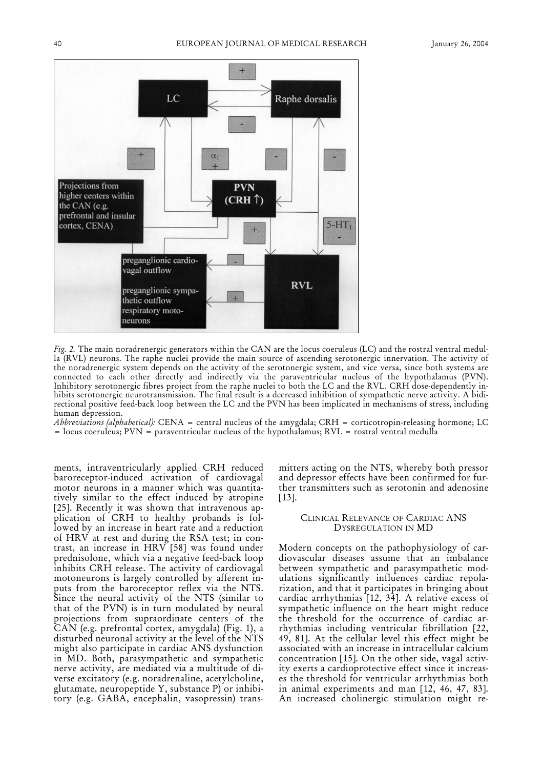LC

Raphe dorsalis

PVN (CRH ↑)

Projections from higher centers within the CAN (e.g. prefrontal and insular cortex, CENA)

RVL

preganglionic cardiovagal outflow

preganglionic sympathetic outflow respiratory motoneurons

$5\text{-HT}_1$ -

$\alpha_1$ +

*Fig. 2.* The main noradrenergic generators within the CAN are the locus coeruleus (LC) and the rostral ventral medulla (RVL) neurons. The raphe nuclei provide the main source of ascending serotonergic innervation. The activity of the noradrenergic system depends on the activity of the serotonergic system, and vice versa, since both systems are connected to each other directly and indirectly via the paraventricular nucleus of the hypothalamus (PVN). Inhibitory serotonergic fibres project from the raphe nuclei to both the LC and the RVL. CRH dose-dependently inhibits serotonergic neurotransmission. The final result is a decreased inhibition of sympathetic nerve activity. A bidirectional positive feed-back loop between the LC and the PVN has been implicated in mechanisms of stress, including human depression.

*Abbreviations (alphabetical):* CENA = central nucleus of the amygdala; CRH = corticotropin-releasing hormone; LC = locus coeruleus; PVN = paraventricular nucleus of the hypothalamus; RVL = rostral ventral medulla

ments, intraventricularly applied CRH reduced baroreceptor-induced activation of cardiovagal motor neurons in a manner which was quantitatively similar to the effect induced by atropine [25]. Recently it was shown that intravenous application of CRH to healthy probands is followed by an increase in heart rate and a reduction of HRV at rest and during the RSA test; in contrast, an increase in HRV [58] was found under prednisolone, which via a negative feed-back loop inhibits CRH release. The activity of cardiovagal motoneurons is largely controlled by afferent inputs from the baroreceptor reflex via the NTS. Since the neural activity of the NTS (similar to that of the PVN) is in turn modulated by neural projections from supraordinate centers of the CAN (e.g. prefrontal cortex, amygdala) (Fig. 1), a disturbed neuronal activity at the level of the NTS might also participate in cardiac ANS dysfunction in MD. Both, parasympathetic and sympathetic nerve activity, are mediated via a multitude of diverse excitatory (e.g. noradrenaline, acetylcholine, glutamate, neuropeptide Y, substance P) or inhibitory (e.g. GABA, encephalin, vasopressin) transmitters acting on the NTS, whereby both pressor and depressor effects have been confirmed for further transmitters such as serotonin and adenosine [13].

## Clinical Relevance of Cardiac ANS Dysregulation in MD

Modern concepts on the pathophysiology of cardiovascular diseases assume that an imbalance between sympathetic and parasympathetic modulations significantly influences cardiac repolarization, and that it participates in bringing about cardiac arrhythmias [12, 34]. A relative excess of sympathetic influence on the heart might reduce the threshold for the occurrence of cardiac arrhythmias including ventricular fibrillation [22, 49, 81]. At the cellular level this effect might be associated with an increase in intracellular calcium concentration [15]. On the other side, vagal activity exerts a cardioprotective effect since it increases the threshold for ventricular arrhythmias both in animal experiments and man [12, 46, 47, 83]. An increased cholinergic stimulation might re-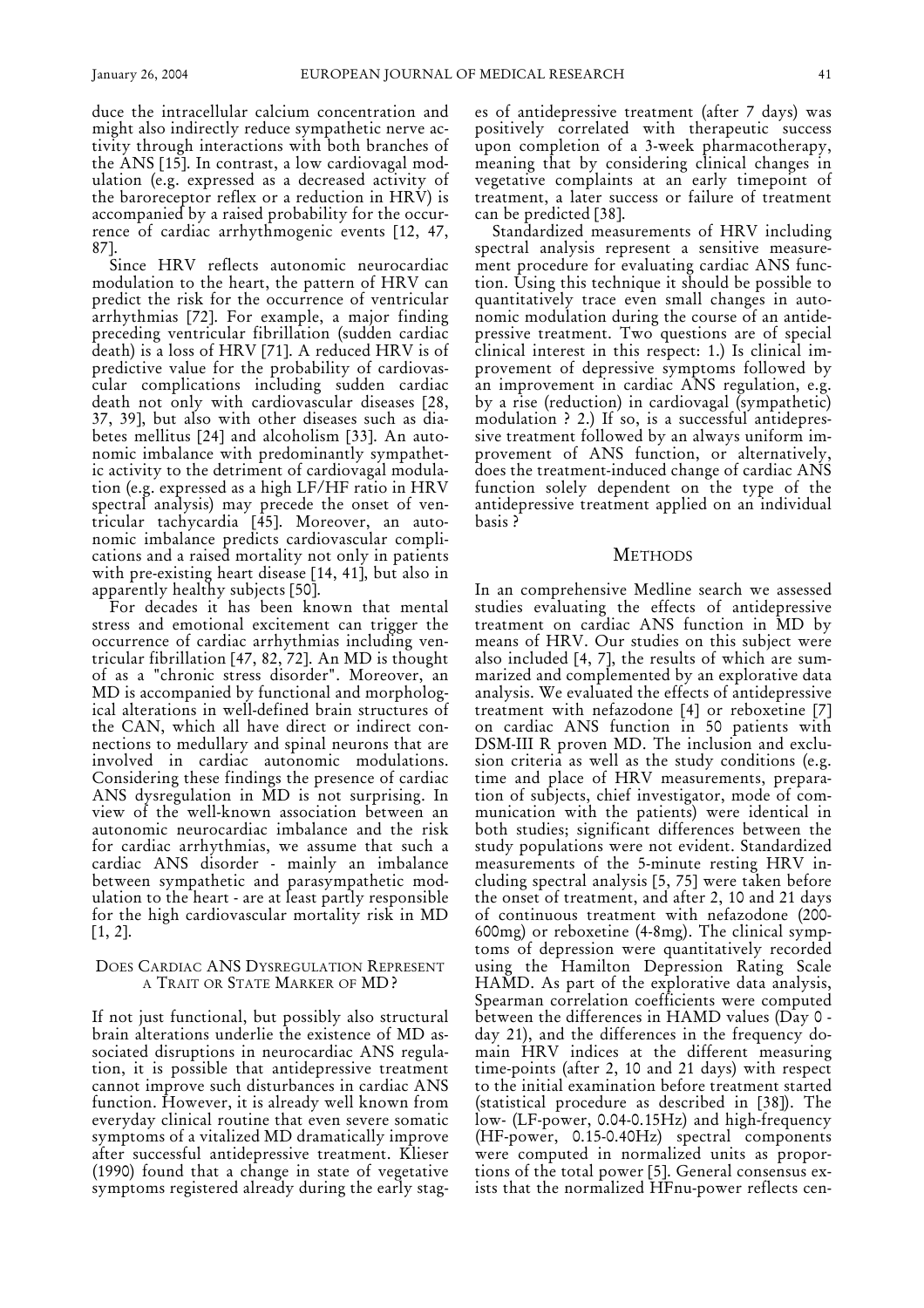duce the intracellular calcium concentration and might also indirectly reduce sympathetic nerve activity through interactions with both branches of the ANS [15]. In contrast, a low cardiovagal modulation (e.g. expressed as a decreased activity of the baroreceptor reflex or a reduction in HRV) is accompanied by a raised probability for the occurrence of cardiac arrhythmogenic events [12, 47, 87].

Since HRV reflects autonomic neurocardiac modulation to the heart, the pattern of HRV can predict the risk for the occurrence of ventricular arrhythmias [72]. For example, a major finding preceding ventricular fibrillation (sudden cardiac death) is a loss of HRV [71]. A reduced HRV is of predictive value for the probability of cardiovascular complications including sudden cardiac death not only with cardiovascular diseases [28, 37, 39], but also with other diseases such as diabetes mellitus [24] and alcoholism [33]. An autonomic imbalance with predominantly sympathetic activity to the detriment of cardiovagal modulation (e.g. expressed as a high LF/HF ratio in HRV spectral analysis) may precede the onset of ventricular tachycardia [45]. Moreover, an autonomic imbalance predicts cardiovascular complications and a raised mortality not only in patients with pre-existing heart disease [14, 41], but also in apparently healthy subjects [50].

For decades it has been known that mental stress and emotional excitement can trigger the occurrence of cardiac arrhythmias including ventricular fibrillation [47, 82, 72]. An MD is thought of as a "chronic stress disorder". Moreover, an MD is accompanied by functional and morphological alterations in well-defined brain structures of the CAN, which all have direct or indirect connections to medullary and spinal neurons that are involved in cardiac autonomic modulations. Considering these findings the presence of cardiac ANS dysregulation in MD is not surprising. In view of the well-known association between an autonomic neurocardiac imbalance and the risk for cardiac arrhythmias, we assume that such a cardiac ANS disorder - mainly an imbalance between sympathetic and parasympathetic modulation to the heart - are at least partly responsible for the high cardiovascular mortality risk in MD [1, 2].

## Does Cardiac ANS Dysregulation Represent a Trait or State Marker of MD?

If not just functional, but possibly also structural brain alterations underlie the existence of MD associated disruptions in neurocardiac ANS regulation, it is possible that antidepressive treatment cannot improve such disturbances in cardiac ANS function. However, it is already well known from everyday clinical routine that even severe somatic symptoms of a vitalized MD dramatically improve after successful antidepressive treatment. Klieser (1990) found that a change in state of vegetative symptoms registered already during the early stages of antidepressive treatment (after 7 days) was positively correlated with therapeutic success upon completion of a 3-week pharmacotherapy, meaning that by considering clinical changes in vegetative complaints at an early timepoint of treatment, a later success or failure of treatment can be predicted [38].

Standardized measurements of HRV including spectral analysis represent a sensitive measurement procedure for evaluating cardiac ANS function. Using this technique it should be possible to quantitatively trace even small changes in autonomic modulation during the course of an antidepressive treatment. Two questions are of special clinical interest in this respect: 1.) Is clinical improvement of depressive symptoms followed by an improvement in cardiac ANS regulation, e.g. by a rise (reduction) in cardiovagal (sympathetic) modulation ? 2.) If so, is a successful antidepressive treatment followed by an always uniform improvement of ANS function, or alternatively, does the treatment-induced change of cardiac ANS function solely dependent on the type of the antidepressive treatment applied on an individual basis ?

## Methods

In an comprehensive Medline search we assessed studies evaluating the effects of antidepressive treatment on cardiac ANS function in MD by means of HRV. Our studies on this subject were also included [4, 7], the results of which are summarized and complemented by an explorative data analysis. We evaluated the effects of antidepressive treatment with nefazodone [4] or reboxetine [7] on cardiac ANS function in 50 patients with DSM-III R proven MD. The inclusion and exclusion criteria as well as the study conditions (e.g. time and place of HRV measurements, preparation of subjects, chief investigator, mode of communication with the patients) were identical in both studies; significant differences between the study populations were not evident. Standardized measurements of the 5-minute resting HRV including spectral analysis [5, 75] were taken before the onset of treatment, and after 2, 10 and 21 days of continuous treatment with nefazodone (200-600mg) or reboxetine (4-8mg). The clinical symptoms of depression were quantitatively recorded using the Hamilton Depression Rating Scale HAMD. As part of the explorative data analysis, Spearman correlation coefficients were computed between the differences in HAMD values (Day 0 - day 21), and the differences in the frequency domain HRV indices at the different measuring time-points (after 2, 10 and 21 days) with respect to the initial examination before treatment started (statistical procedure as described in [38]). The low- (LF-power, 0.04-0.15Hz) and high-frequency (HF-power, 0.15-0.40Hz) spectral components were computed in normalized units as proportions of the total power [5]. General consensus exists that the normalized HFnu-power reflects cen-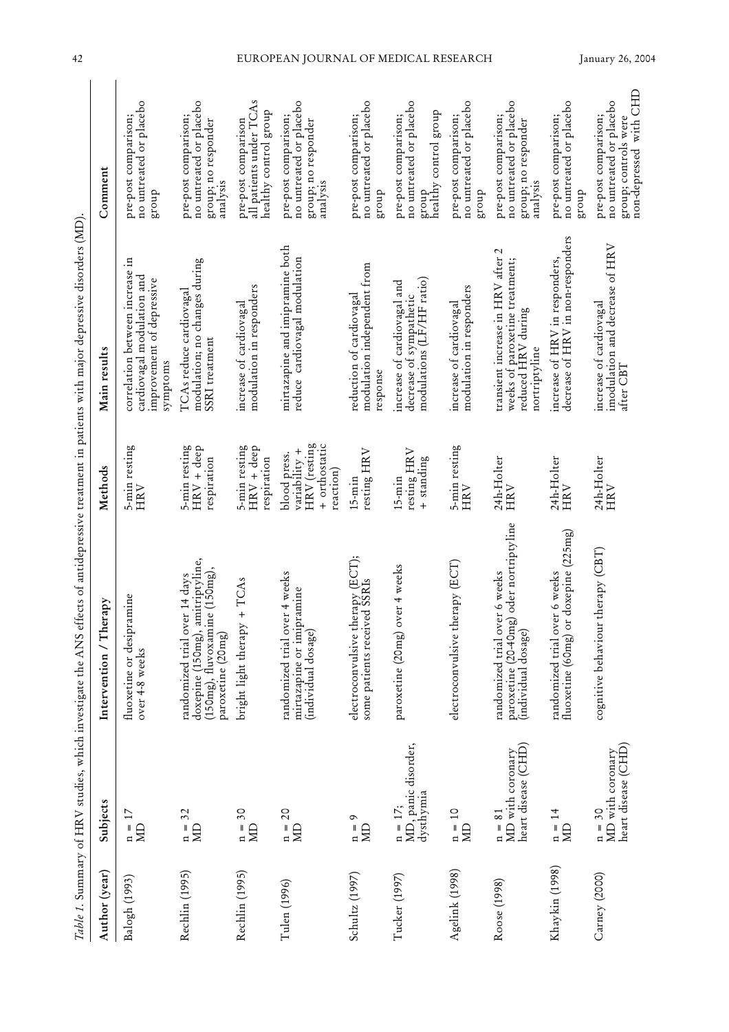*Table 1.* Summary of HRV studies, which investigate the ANS effects of antidepressive treatment in patients with major depressive disorders (MD).

| Author (year) | Subjects | Intervention / Therapy | Methods | Main results | Comment |
|---|---|---|---|---|---|
| Balogh (1993) | n = 17 MD | fluoxetine or desipramine over 4-8 weeks | 5-min resting HRV | correlation between increase in cardiovagal modulation and improvement of depressive symptoms | pre-post comparison; no untreated or placebo group |
| Rechlin (1995) | n = 32 MD | randomized trial over 14 days doxepine (150mg), amitriptyline, (150mg), fluvoxamine (150mg), paroxetine (20mg) | 5-min resting HRV + deep respiration | TCAs reduce cardiovagal modulation; no changes during SSRI treatment | pre-post comparison; no untreated or placebo group; no responder analysis |
| Rechlin (1995) | n = 30 MD | bright light therapy + TCAs | 5-min resting HRV + deep respiration | increase of cardiovagal modulation in responders | pre-post comparison all patients under TCAs healthy control group |
| Tulen (1996) | n = 20 MD | randomized trial over 4 weeks mirtazapine or imipramine (individual dosage) | blood press. variability + HRV (resting + orthostatic reaction) | mirtazapine and imipramine both reduce cardiovagal modulation | pre-post comparison; no untreated or placebo group; no responder analysis |
| Schultz (1997) | n = 9 MD | electroconvulsive therapy (ECT); some patients received SSRIs | 15-min resting HRV | reduction of cardiovagal modulation independent from response | pre-post comparison; no untreated or placebo group |
| Tucker (1997) | n = 17; MD, panic disorder, dysthymia | paroxetine (20mg) over 4 weeks | 15-min resting HRV + standing | increase of cardiovagal and decrease of sympathetic modulations (LF/HF ratio) | pre-post comparison; no untreated or placebo group healthy control group |
| Agelink (1998) | n = 10 MD | electroconvulsive therapy (ECT) | 5-min resting HRV | increase of cardiovagal modulation in responders | pre-post comparison; no untreated or placebo group |
| Roose (1998) | n = 81 MD with coronary heart disease (CHD) | randomized trial over 6 weeks paroxetine (20-40mg) oder nortriptyline (individual dosage) | 24h-Holter HRV | transient increase in HRV after 2 weeks of paroxetine treatment; reduced HRV during nortriptyline | pre-post comparison; no untreated or placebo group; no responder analysis |
| Khaykin (1998) | n = 14 MD | randomized trial over 6 weeks fluoxetine (60mg) or doxepine (225mg) | 24h-Holter HRV | increase of HRV in responders, decrease of HRV in non-responders | pre-post comparison; no untreated or placebo group |
| Carney (2000) | n = 30 MD with coronary heart disease (CHD) | cognitive behaviour therapy (CBT) | 24h-Holter HRV | increase of cardiovagal imodulation and decrease of HRV after CBT | pre-post comparison; no untreated or placebo group; controls were non-depressed with CHD |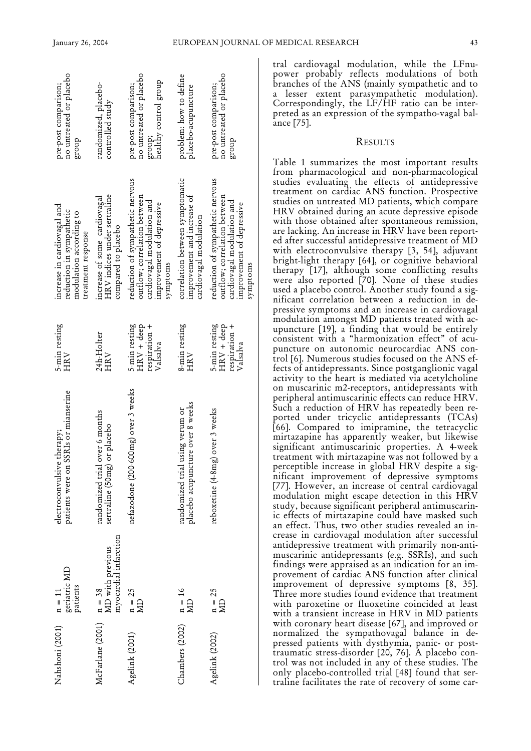| Nahshoni (2001) | n = 11 geriatric MD patients | electroconvulsive therapy; patients were on SSRIs or mianserine | 5-min resting HRV | increase in cardiovagal and reduction in sympathetic modulation according to treatment response | pre-post comparison; no untreated or placebo group |
|---|---|---|---|---|---|
| McFarlane (2001) | n = 38 MD with previous myocardial infarction | randomized trial over 6 months sertraline (50mg) or placebo | 24h-Holter HRV | increase of some cardiovagal HRV indices under sertraline compared to placebo | randomized, placebo-controlled study |
| Agelink (2001) | n = 25 MD | nefazodone (200-600mg) over 3 weeks | 5-min resting HRV + deep respiration + Valsalva | reduction of sympathetic nervous outflow; correlation between cardiovagal modulation and improvement of depressive symptoms | pre-post comparison; no untreated or placebo group; healthy control group |
| Chambers (2002) | n = 16 MD | randomized trial using verum or placebo acupuncture over 8 weeks | 8-min resting HRV | correlation between symptomatic improvement and increase of cardiovagal modulation | problem: how to define placebo-acupuncture |
| Agelink (2002) | n = 25 MD | reboxetine (4-8mg) over 3 weeks | 5-min resting HRV + deep respiration + Valsalva | reduction of sympathetic nervous outflow; correlation between cardiovagal modulation and improvement of depressive symptoms | pre-post comparison; no untreated or placebo group |

tral cardiovagal modulation, while the LFnu-power probably reflects modulations of both branches of the ANS (mainly sympathetic and to a lesser extent parasympathetic modulation). Correspondingly, the LF/HF ratio can be interpreted as an expression of the sympatho-vagal balance [75].

## RESULTS

Table 1 summarizes the most important results from pharmacological and non-pharmacological studies evaluating the effects of antidepressive treatment on cardiac ANS function. Prospective studies on untreated MD patients, which compare HRV obtained during an acute depressive episode with those obtained after spontaneous remission, are lacking. An increase in HRV have been reported after successful antidepressive treatment of MD with electroconvulsive therapy [3, 54], adjuvant bright-light therapy [64], or cognitive behavioral therapy [17], although some conflicting results were also reported [70]. None of these studies used a placebo control. Another study found a significant correlation between a reduction in depressive symptoms and an increase in cardiovagal modulation amongst MD patients treated with acupuncture [19], a finding that would be entirely consistent with a "harmonization effect" of acupuncture on autonomic neurocardiac ANS control [6]. Numerous studies focused on the ANS effects of antidepressants. Since postganglionic vagal activity to the heart is mediated via acetylcholine on muscarinic m2-receptors, antidepressants with peripheral antimuscarinic effects can reduce HRV. Such a reduction of HRV has repeatedly been reported under tricyclic antidepressants (TCAs) [66]. Compared to imipramine, the tetracyclic mirtazapine has apparently weaker, but likewise significant antimuscarinic properties. A 4-week treatment with mirtazapine was not followed by a perceptible increase in global HRV despite a significant improvement of depressive symptoms [77]. However, an increase of central cardiovagal modulation might escape detection in this HRV study, because significant peripheral antimuscarinic effects of mirtazapine could have masked such an effect. Thus, two other studies revealed an increase in cardiovagal modulation after successful antidepressive treatment with primarily non-antimuscarinic antidepressants (e.g. SSRIs), and such findings were appraised as an indication for an improvement of cardiac ANS function after clinical improvement of depressive symptoms [8, 35]. Three more studies found evidence that treatment with paroxetine or fluoxetine coincided at least with a transient increase in HRV in MD patients with coronary heart disease [67], and improved or normalized the sympathovagal balance in depressed patients with dysthymia, panic- or posttraumatic stress-disorder [20, 76]. A placebo control was not included in any of these studies. The only placebo-controlled trial [48] found that sertraline facilitates the rate of recovery of some car-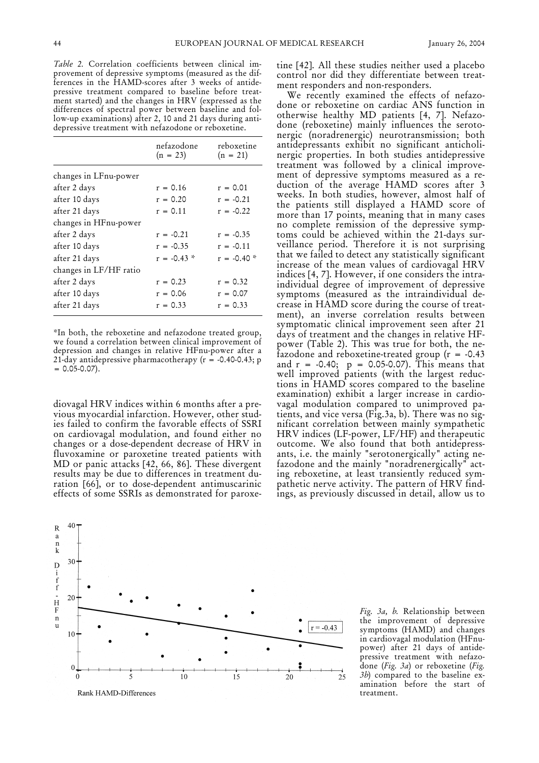*Table 2.* Correlation coefficients between clinical improvement of depressive symptoms (measured as the differences in the HAMD-scores after 3 weeks of antidepressive treatment compared to baseline before treatment started) and the changes in HRV (expressed as the differences of spectral power between baseline and follow-up examinations) after 2, 10 and 21 days during antidepressive treatment with nefazodone or reboxetine.

| | nefazodone (n = 23) | reboxetine (n = 21) |
|---|---|---|
| changes in LFnu-power | | |
| after 2 days | r = 0.16 | r = 0.01 |
| after 10 days | r = 0.20 | r = -0.21 |
| after 21 days | r = 0.11 | r = -0.22 |
| changes in HFnu-power | | |
| after 2 days | r = -0.21 | r = -0.35 |
| after 10 days | r = -0.35 | r = -0.11 |
| after 21 days | r = -0.43 * | r = -0.40 * |
| changes in LF/HF ratio | | |
| after 2 days | r = 0.23 | r = 0.32 |
| after 10 days | r = 0.06 | r = 0.07 |
| after 21 days | r = 0.33 | r = 0.33 |

*In both, the reboxetine and nefazodone treated group, we found a correlation between clinical improvement of depression and changes in relative HFnu-power after a 21-day antidepressive pharmacotherapy (r = -0.40-0.43; p = 0.05-0.07).

diovagal HRV indices within 6 months after a previous myocardial infarction. However, other studies failed to confirm the favorable effects of SSRI on cardiovagal modulation, and found either no changes or a dose-dependent decrease of HRV in fluvoxamine or paroxetine treated patients with MD or panic attacks [42, 66, 86]. These divergent results may be due to differences in treatment duration [66], or to dose-dependent antimuscarinic effects of some SSRIs as demonstrated for paroxetine [42]. All these studies neither used a placebo control nor did they differentiate between treatment responders and non-responders.

We recently examined the effects of nefazodone or reboxetine on cardiac ANS function in otherwise healthy MD patients [4, 7]. Nefazodone (reboxetine) mainly influences the serotonergic (noradrenergic) neurotransmission; both antidepressants exhibit no significant anticholinergic properties. In both studies antidepressive treatment was followed by a clinical improvement of depressive symptoms measured as a reduction of the average HAMD scores after 3 weeks. In both studies, however, almost half of the patients still displayed a HAMD score of more than 17 points, meaning that in many cases no complete remission of the depressive symptoms could be achieved within the 21-days surveillance period. Therefore it is not surprising that we failed to detect any statistically significant increase of the mean values of cardiovagal HRV indices [4, 7]. However, if one considers the intraindividual degree of improvement of depressive symptoms (measured as the intraindividual decrease in HAMD score during the course of treatment), an inverse correlation results between symptomatic clinical improvement seen after 21 days of treatment and the changes in relative HF-power (Table 2). This was true for both, the nefazodone and reboxetine-treated group (r = -0.43 and r = -0.40; p = 0.05-0.07). This means that well improved patients (with the largest reductions in HAMD scores compared to the baseline examination) exhibit a larger increase in cardiovagal modulation compared to unimproved patients, and vice versa (Fig.3a, b). There was no significant correlation between mainly sympathetic HRV indices (LF-power, LF/HF) and therapeutic outcome. We also found that both antidepressants, i.e. the mainly "serotonergically" acting nefazodone and the mainly "noradrenergically" acting reboxetine, at least transiently reduced sympathetic nerve activity. The pattern of HRV findings, as previously discussed in detail, allow us to

*Fig. 3a, b.* Relationship between the improvement of depressive symptoms (HAMD) and changes in cardiovagal modulation (HFnu-power) after 21 days of antidepressive treatment with nefazodone (*Fig. 3a*) or reboxetine (*Fig. 3b*) compared to the baseline examination before the start of treatment.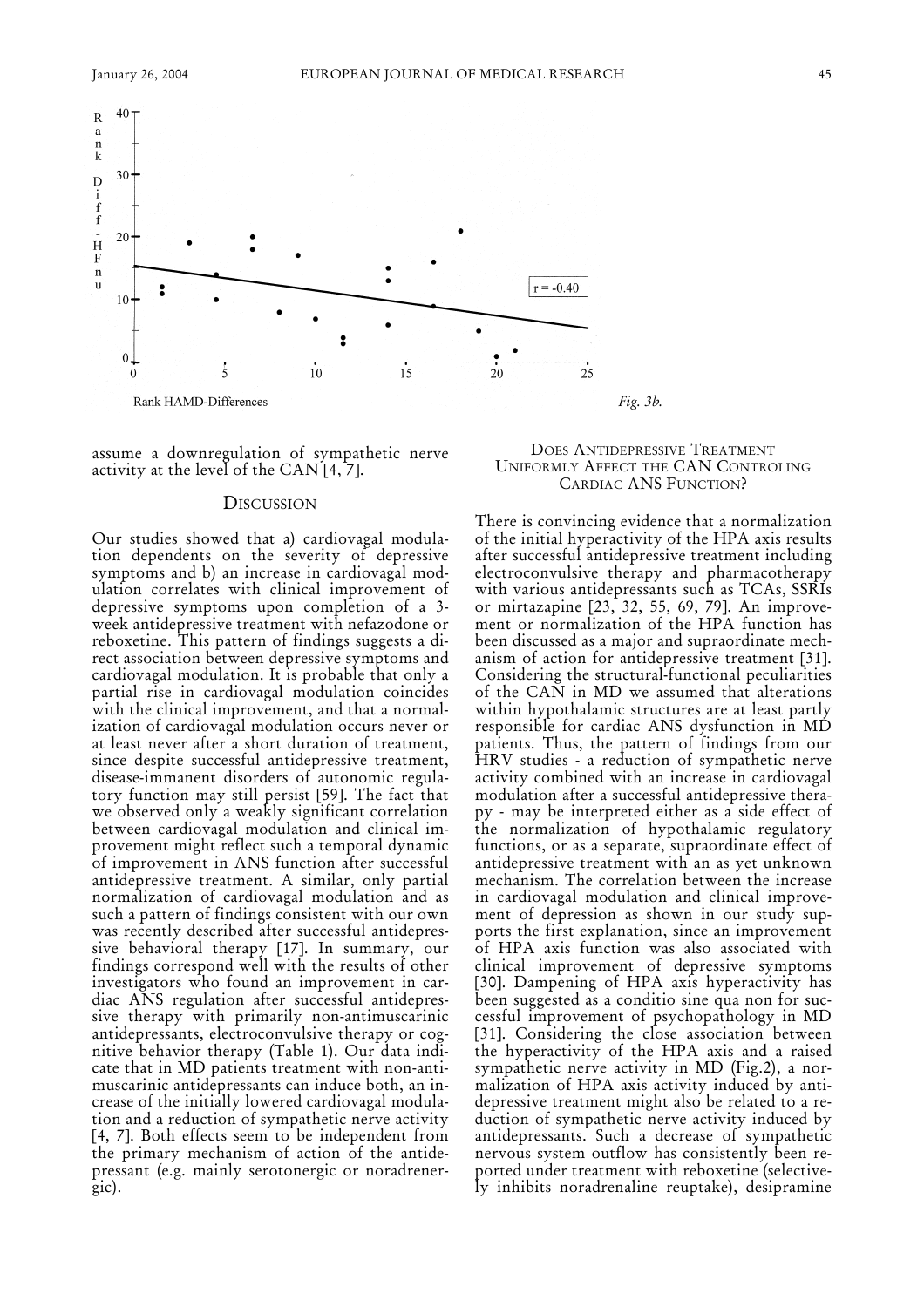Fig. 3b.

assume a downregulation of sympathetic nerve activity at the level of the CAN [4, 7].

## Discussion

Our studies showed that a) cardiovagal modulation dependents on the severity of depressive symptoms and b) an increase in cardiovagal modulation correlates with clinical improvement of depressive symptoms upon completion of a 3-week antidepressive treatment with nefazodone or reboxetine. This pattern of findings suggests a direct association between depressive symptoms and cardiovagal modulation. It is probable that only a partial rise in cardiovagal modulation coincides with the clinical improvement, and that a normalization of cardiovagal modulation occurs never or at least never after a short duration of treatment, since despite successful antidepressive treatment, disease-immanent disorders of autonomic regulatory function may still persist [59]. The fact that we observed only a weakly significant correlation between cardiovagal modulation and clinical improvement might reflect such a temporal dynamic of improvement in ANS function after successful antidepressive treatment. A similar, only partial normalization of cardiovagal modulation and as such a pattern of findings consistent with our own was recently described after successful antidepressive behavioral therapy [17]. In summary, our findings correspond well with the results of other investigators who found an improvement in cardiac ANS regulation after successful antidepressive therapy with primarily non-antimuscarinic antidepressants, electroconvulsive therapy or cognitive behavior therapy (Table 1). Our data indicate that in MD patients treatment with non-antimuscarinic antidepressants can induce both, an increase of the initially lowered cardiovagal modulation and a reduction of sympathetic nerve activity [4, 7]. Both effects seem to be independent from the primary mechanism of action of the antidepressant (e.g. mainly serotonergic or noradrenergic).

### Does Antidepressive Treatment Uniformly Affect the CAN Controling Cardiac ANS Function?

There is convincing evidence that a normalization of the initial hyperactivity of the HPA axis results after successful antidepressive treatment including electroconvulsive therapy and pharmacotherapy with various antidepressants such as TCAs, SSRIs or mirtazapine [23, 32, 55, 69, 79]. An improvement or normalization of the HPA function has been discussed as a major and supraordinate mechanism of action for antidepressive treatment [31]. Considering the structural-functional peculiarities of the CAN in MD we assumed that alterations within hypothalamic structures are at least partly responsible for cardiac ANS dysfunction in MD patients. Thus, the pattern of findings from our HRV studies - a reduction of sympathetic nerve activity combined with an increase in cardiovagal modulation after a successful antidepressive therapy - may be interpreted either as a side effect of the normalization of hypothalamic regulatory functions, or as a separate, supraordinate effect of antidepressive treatment with an as yet unknown mechanism. The correlation between the increase in cardiovagal modulation and clinical improvement of depression as shown in our study supports the first explanation, since an improvement of HPA axis function was also associated with clinical improvement of depressive symptoms [30]. Dampening of HPA axis hyperactivity has been suggested as a conditio sine qua non for successful improvement of psychopathology in MD [31]. Considering the close association between the hyperactivity of the HPA axis and a raised sympathetic nerve activity in MD (Fig.2), a normalization of HPA axis activity induced by antidepressive treatment might also be related to a reduction of sympathetic nerve activity induced by antidepressants. Such a decrease of sympathetic nervous system outflow has consistently been reported under treatment with reboxetine (selectively inhibits noradrenaline reuptake), desipramine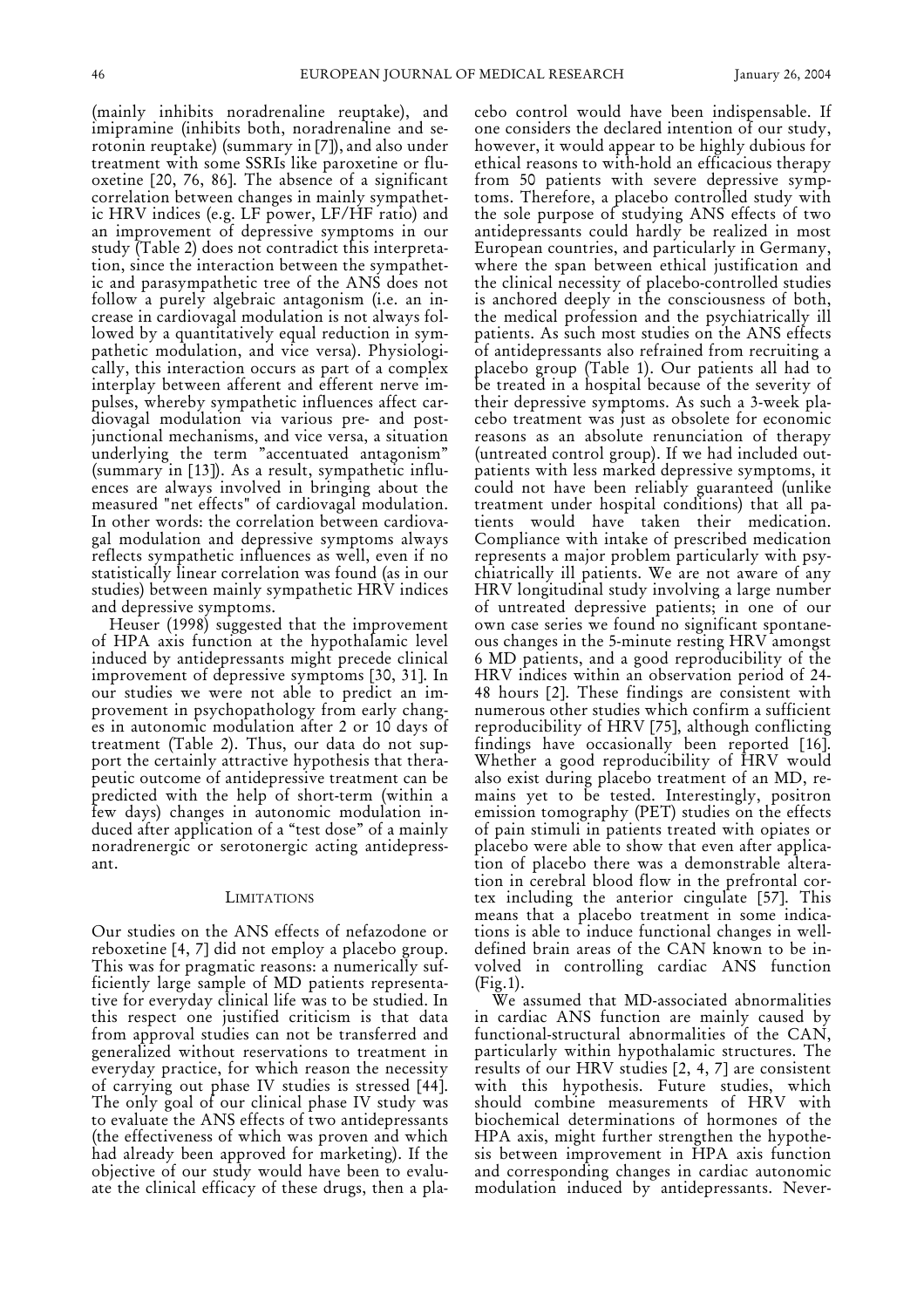(mainly inhibits noradrenaline reuptake), and imipramine (inhibits both, noradrenaline and serotonin reuptake) (summary in [7]), and also under treatment with some SSRIs like paroxetine or fluoxetine [20, 76, 86]. The absence of a significant correlation between changes in mainly sympathetic HRV indices (e.g. LF power, LF/HF ratio) and an improvement of depressive symptoms in our study (Table 2) does not contradict this interpretation, since the interaction between the sympathetic and parasympathetic tree of the ANS does not follow a purely algebraic antagonism (i.e. an increase in cardiovagal modulation is not always followed by a quantitatively equal reduction in sympathetic modulation, and vice versa). Physiologically, this interaction occurs as part of a complex interplay between afferent and efferent nerve impulses, whereby sympathetic influences affect cardiovagal modulation via various pre- and postjunctional mechanisms, and vice versa, a situation underlying the term "accentuated antagonism" (summary in [13]). As a result, sympathetic influences are always involved in bringing about the measured "net effects" of cardiovagal modulation. In other words: the correlation between cardiovagal modulation and depressive symptoms always reflects sympathetic influences as well, even if no statistically linear correlation was found (as in our studies) between mainly sympathetic HRV indices and depressive symptoms.

Heuser (1998) suggested that the improvement of HPA axis function at the hypothalamic level induced by antidepressants might precede clinical improvement of depressive symptoms [30, 31]. In our studies we were not able to predict an improvement in psychopathology from early changes in autonomic modulation after 2 or 10 days of treatment (Table 2). Thus, our data do not support the certainly attractive hypothesis that therapeutic outcome of antidepressive treatment can be predicted with the help of short-term (within a few days) changes in autonomic modulation induced after application of a "test dose" of a mainly noradrenergic or serotonergic acting antidepressant.

## LIMITATIONS

Our studies on the ANS effects of nefazodone or reboxetine [4, 7] did not employ a placebo group. This was for pragmatic reasons: a numerically sufficiently large sample of MD patients representative for everyday clinical life was to be studied. In this respect one justified criticism is that data from approval studies can not be transferred and generalized without reservations to treatment in everyday practice, for which reason the necessity of carrying out phase IV studies is stressed [44]. The only goal of our clinical phase IV study was to evaluate the ANS effects of two antidepressants (the effectiveness of which was proven and which had already been approved for marketing). If the objective of our study would have been to evaluate the clinical efficacy of these drugs, then a placebo control would have been indispensable. If one considers the declared intention of our study, however, it would appear to be highly dubious for ethical reasons to with-hold an efficacious therapy from 50 patients with severe depressive symptoms. Therefore, a placebo controlled study with the sole purpose of studying ANS effects of two antidepressants could hardly be realized in most European countries, and particularly in Germany, where the span between ethical justification and the clinical necessity of placebo-controlled studies is anchored deeply in the consciousness of both, the medical profession and the psychiatrically ill patients. As such most studies on the ANS effects of antidepressants also refrained from recruiting a placebo group (Table 1). Our patients all had to be treated in a hospital because of the severity of their depressive symptoms. As such a 3-week placebo treatment was just as obsolete for economic reasons as an absolute renunciation of therapy (untreated control group). If we had included outpatients with less marked depressive symptoms, it could not have been reliably guaranteed (unlike treatment under hospital conditions) that all patients would have taken their medication. Compliance with intake of prescribed medication represents a major problem particularly with psychiatrically ill patients. We are not aware of any HRV longitudinal study involving a large number of untreated depressive patients; in one of our own case series we found no significant spontaneous changes in the 5-minute resting HRV amongst 6 MD patients, and a good reproducibility of the HRV indices within an observation period of 24-48 hours [2]. These findings are consistent with numerous other studies which confirm a sufficient reproducibility of HRV [75], although conflicting findings have occasionally been reported [16]. Whether a good reproducibility of HRV would also exist during placebo treatment of an MD, remains yet to be tested. Interestingly, positron emission tomography (PET) studies on the effects of pain stimuli in patients treated with opiates or placebo were able to show that even after application of placebo there was a demonstrable alteration in cerebral blood flow in the prefrontal cortex including the anterior cingulate [57]. This means that a placebo treatment in some indications is able to induce functional changes in well-defined brain areas of the CAN known to be involved in controlling cardiac ANS function (Fig.1).

We assumed that MD-associated abnormalities in cardiac ANS function are mainly caused by functional-structural abnormalities of the CAN, particularly within hypothalamic structures. The results of our HRV studies [2, 4, 7] are consistent with this hypothesis. Future studies, which should combine measurements of HRV with biochemical determinations of hormones of the HPA axis, might further strengthen the hypothesis between improvement in HPA axis function and corresponding changes in cardiac autonomic modulation induced by antidepressants. Never-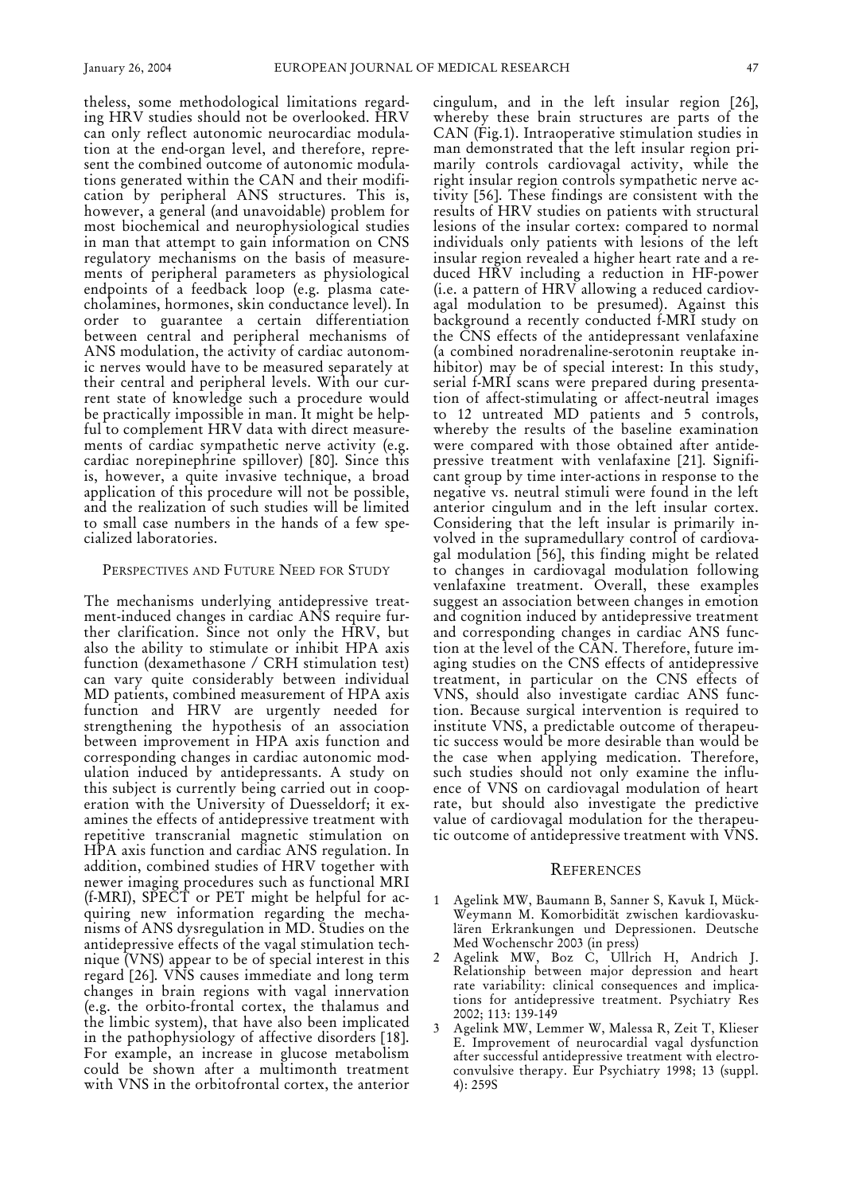theless, some methodological limitations regarding HRV studies should not be overlooked. HRV can only reflect autonomic neurocardiac modulation at the end-organ level, and therefore, represent the combined outcome of autonomic modulations generated within the CAN and their modification by peripheral ANS structures. This is, however, a general (and unavoidable) problem for most biochemical and neurophysiological studies in man that attempt to gain information on CNS regulatory mechanisms on the basis of measurements of peripheral parameters as physiological endpoints of a feedback loop (e.g. plasma catecholamines, hormones, skin conductance level). In order to guarantee a certain differentiation between central and peripheral mechanisms of ANS modulation, the activity of cardiac autonomic nerves would have to be measured separately at their central and peripheral levels. With our current state of knowledge such a procedure would be practically impossible in man. It might be helpful to complement HRV data with direct measurements of cardiac sympathetic nerve activity (e.g. cardiac norepinephrine spillover) [80]. Since this is, however, a quite invasive technique, a broad application of this procedure will not be possible, and the realization of such studies will be limited to small case numbers in the hands of a few specialized laboratories.

## Perspectives and Future Need for Study

The mechanisms underlying antidepressive treatment-induced changes in cardiac ANS require further clarification. Since not only the HRV, but also the ability to stimulate or inhibit HPA axis function (dexamethasone / CRH stimulation test) can vary quite considerably between individual MD patients, combined measurement of HPA axis function and HRV are urgently needed for strengthening the hypothesis of an association between improvement in HPA axis function and corresponding changes in cardiac autonomic modulation induced by antidepressants. A study on this subject is currently being carried out in cooperation with the University of Duesseldorf; it examines the effects of antidepressive treatment with repetitive transcranial magnetic stimulation on HPA axis function and cardiac ANS regulation. In addition, combined studies of HRV together with newer imaging procedures such as functional MRI (f-MRI), SPECT or PET might be helpful for acquiring new information regarding the mechanisms of ANS dysregulation in MD. Studies on the antidepressive effects of the vagal stimulation technique (VNS) appear to be of special interest in this regard [26]. VNS causes immediate and long term changes in brain regions with vagal innervation (e.g. the orbito-frontal cortex, the thalamus and the limbic system), that have also been implicated in the pathophysiology of affective disorders [18]. For example, an increase in glucose metabolism could be shown after a multimonth treatment with VNS in the orbitofrontal cortex, the anterior cingulum, and in the left insular region [26], whereby these brain structures are parts of the CAN (Fig.1). Intraoperative stimulation studies in man demonstrated that the left insular region primarily controls cardiovagal activity, while the right insular region controls sympathetic nerve activity [56]. These findings are consistent with the results of HRV studies on patients with structural lesions of the insular cortex: compared to normal individuals only patients with lesions of the left insular region revealed a higher heart rate and a reduced HRV including a reduction in HF-power (i.e. a pattern of HRV allowing a reduced cardiovagal modulation to be presumed). Against this background a recently conducted f-MRI study on the CNS effects of the antidepressant venlafaxine (a combined noradrenaline-serotonin reuptake inhibitor) may be of special interest: In this study, serial f-MRI scans were prepared during presentation of affect-stimulating or affect-neutral images to 12 untreated MD patients and 5 controls, whereby the results of the baseline examination were compared with those obtained after antidepressive treatment with venlafaxine [21]. Significant group by time inter-actions in response to the negative vs. neutral stimuli were found in the left anterior cingulum and in the left insular cortex. Considering that the left insular is primarily involved in the supramedullary control of cardiovagal modulation [56], this finding might be related to changes in cardiovagal modulation following venlafaxine treatment. Overall, these examples suggest an association between changes in emotion and cognition induced by antidepressive treatment and corresponding changes in cardiac ANS function at the level of the CAN. Therefore, future imaging studies on the CNS effects of antidepressive treatment, in particular on the CNS effects of VNS, should also investigate cardiac ANS function. Because surgical intervention is required to institute VNS, a predictable outcome of therapeutic success would be more desirable than would be the case when applying medication. Therefore, such studies should not only examine the influence of VNS on cardiovagal modulation of heart rate, but should also investigate the predictive value of cardiovagal modulation for the therapeutic outcome of antidepressive treatment with VNS.

## References

1. Agelink MW, Baumann B, Sanner S, Kavuk I, Mück-Weymann M. Komorbidität zwischen kardiovaskulären Erkrankungen und Depressionen. Deutsche Med Wochenschr 2003 (in press)
2. Agelink MW, Boz C, Ullrich H, Andrich J. Relationship between major depression and heart rate variability: clinical consequences and implications for antidepressive treatment. Psychiatry Res 2002; 113: 139-149
3. Agelink MW, Lemmer W, Malessa R, Zeit T, Klieser E. Improvement of neurocardial vagal dysfunction after successful antidepressive treatment with electroconvulsive therapy. Eur Psychiatry 1998; 13 (suppl. 4): 259S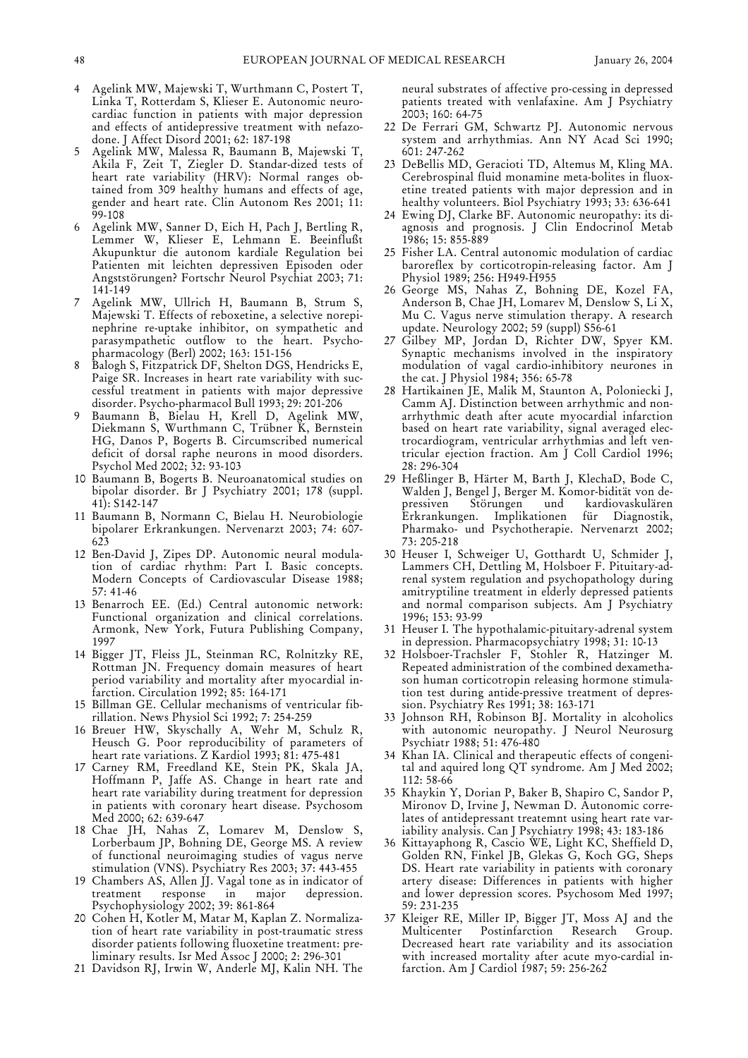4 Agelink MW, Majewski T, Wurthmann C, Postert T, Linka T, Rotterdam S, Klieser E. Autonomic neurocardiac function in patients with major depression and effects of antidepressive treatment with nefazodone. J Affect Disord 2001; 62: 187-198

5 Agelink MW, Malessa R, Baumann B, Majewski T, Akila F, Zeit T, Ziegler D. Standar-dized tests of heart rate variability (HRV): Normal ranges obtained from 309 healthy humans and effects of age, gender and heart rate. Clin Autonom Res 2001; 11: 99-108

6 Agelink MW, Sanner D, Eich H, Pach J, Bertling R, Lemmer W, Klieser E, Lehmann E. Beeinflußt Akupunktur die autonom kardiale Regulation bei Patienten mit leichten depressiven Episoden oder Angststörungen? Fortschr Neurol Psychiat 2003; 71: 141-149

7 Agelink MW, Ullrich H, Baumann B, Strum S, Majewski T. Effects of reboxetine, a selective norepinephrine re-uptake inhibitor, on sympathetic and parasympathetic outflow to the heart. Psychopharmacology (Berl) 2002; 163: 151-156

8 Balogh S, Fitzpatrick DF, Shelton DGS, Hendricks E, Paige SR. Increases in heart rate variability with successful treatment in patients with major depressive disorder. Psycho-pharmacol Bull 1993; 29: 201-206

9 Baumann B, Bielau H, Krell D, Agelink MW, Diekmann S, Wurthmann C, Trübner K, Bernstein HG, Danos P, Bogerts B. Circumscribed numerical deficit of dorsal raphe neurons in mood disorders. Psychol Med 2002; 32: 93-103

10 Baumann B, Bogerts B. Neuroanatomical studies on bipolar disorder. Br J Psychiatry 2001; 178 (suppl. 41): S142-147

11 Baumann B, Normann C, Bielau H. Neurobiologie bipolarer Erkrankungen. Nervenarzt 2003; 74: 607-623

12 Ben-David J, Zipes DP. Autonomic neural modulation of cardiac rhythm: Part I. Basic concepts. Modern Concepts of Cardiovascular Disease 1988; 57: 41-46

13 Benarroch EE. (Ed.) Central autonomic network: Functional organization and clinical correlations. Armonk, New York, Futura Publishing Company, 1997

14 Bigger JT, Fleiss JL, Steinman RC, Rolnitzky RE, Rottman JN. Frequency domain measures of heart period variability and mortality after myocardial infarction. Circulation 1992; 85: 164-171

15 Billman GE. Cellular mechanisms of ventricular fibrillation. News Physiol Sci 1992; 7: 254-259

16 Breuer HW, Skyschally A, Wehr M, Schulz R, Heusch G. Poor reproducibility of parameters of heart rate variations. Z Kardiol 1993; 81: 475-481

17 Carney RM, Freedland KE, Stein PK, Skala JA, Hoffmann P, Jaffe AS. Change in heart rate and heart rate variability during treatment for depression in patients with coronary heart disease. Psychosom Med 2000; 62: 639-647

18 Chae JH, Nahas Z, Lomarev M, Denslow S, Lorberbaum JP, Bohning DE, George MS. A review of functional neuroimaging studies of vagus nerve stimulation (VNS). Psychiatry Res 2003; 37: 443-455

19 Chambers AS, Allen JJ. Vagal tone as in indicator of treatment response in major depression. Psychophysiology 2002; 39: 861-864

20 Cohen H, Kotler M, Matar M, Kaplan Z. Normalization of heart rate variability in post-traumatic stress disorder patients following fluoxetine treatment: preliminary results. Isr Med Assoc J 2000; 2: 296-301

21 Davidson RJ, Irwin W, Anderle MJ, Kalin NH. The neural substrates of affective pro-cessing in depressed patients treated with venlafaxine. Am J Psychiatry 2003; 160: 64-75

22 De Ferrari GM, Schwartz PJ. Autonomic nervous system and arrhythmias. Ann NY Acad Sci 1990; 601: 247-262

23 DeBellis MD, Geracioti TD, Altemus M, Kling MA. Cerebrospinal fluid monamine meta-bolites in fluoxetine treated patients with major depression and in healthy volunteers. Biol Psychiatry 1993; 33: 636-641

24 Ewing DJ, Clarke BF. Autonomic neuropathy: its diagnosis and prognosis. J Clin Endocrinol Metab 1986; 15: 855-889

25 Fisher LA. Central autonomic modulation of cardiac baroreflex by corticotropin-releasing factor. Am J Physiol 1989; 256: H949-H955

26 George MS, Nahas Z, Bohning DE, Kozel FA, Anderson B, Chae JH, Lomarev M, Denslow S, Li X, Mu C. Vagus nerve stimulation therapy. A research update. Neurology 2002; 59 (suppl) S56-61

27 Gilbey MP, Jordan D, Richter DW, Spyer KM. Synaptic mechanisms involved in the inspiratory modulation of vagal cardio-inhibitory neurones in the cat. J Physiol 1984; 356: 65-78

28 Hartikainen JE, Malik M, Staunton A, Poloniecki J, Camm AJ. Distinction between arrhythmic and nonarrhythmic death after acute myocardial infarction based on heart rate variability, signal averaged electrocardiogram, ventricular arrhythmias and left ventricular ejection fraction. Am J Coll Cardiol 1996; 28: 296-304

29 Heßlinger B, Härter M, Barth J, KlechaD, Bode C, Walden J, Bengel J, Berger M. Komor-bidität von depressiven Störungen und kardiovaskulären Erkrankungen. Implikationen für Diagnostik, Pharmako- und Psychotherapie. Nervenarzt 2002; 73: 205-218

30 Heuser I, Schweiger U, Gotthardt U, Schmider J, Lammers CH, Dettling M, Holsboer F. Pituitary-adrenal system regulation and psychopathology during amitryptiline treatment in elderly depressed patients and normal comparison subjects. Am J Psychiatry 1996; 153: 93-99

31 Heuser I. The hypothalamic-pituitary-adrenal system in depression. Pharmacopsychiatry 1998; 31: 10-13

32 Holsboer-Trachsler F, Stohler R, Hatzinger M. Repeated administration of the combined dexamethason human corticotropin releasing hormone stimulation test during antide-pressive treatment of depression. Psychiatry Res 1991; 38: 163-171

33 Johnson RH, Robinson BJ. Mortality in alcoholics with autonomic neuropathy. J Neurol Neurosurg Psychiatr 1988; 51: 476-480

34 Khan IA. Clinical and therapeutic effects of congenital and aquired long QT syndrome. Am J Med 2002; 112: 58-66

35 Khaykin Y, Dorian P, Baker B, Shapiro C, Sandor P, Mironov D, Irvine J, Newman D. Autonomic correlates of antidepressant treatemnt using heart rate variability analysis. Can J Psychiatry 1998; 43: 183-186

36 Kittayaphong R, Cascio WE, Light KC, Sheffield D, Golden RN, Finkel JB, Glekas G, Koch GG, Sheps DS. Heart rate variability in patients with coronary artery disease: Differences in patients with higher and lower depression scores. Psychosom Med 1997; 59: 231-235

37 Kleiger RE, Miller IP, Bigger JT, Moss AJ and the Multicenter Postinfarction Research Group. Decreased heart rate variability and its association with increased mortality after acute myo-cardial infarction. Am J Cardiol 1987; 59: 256-262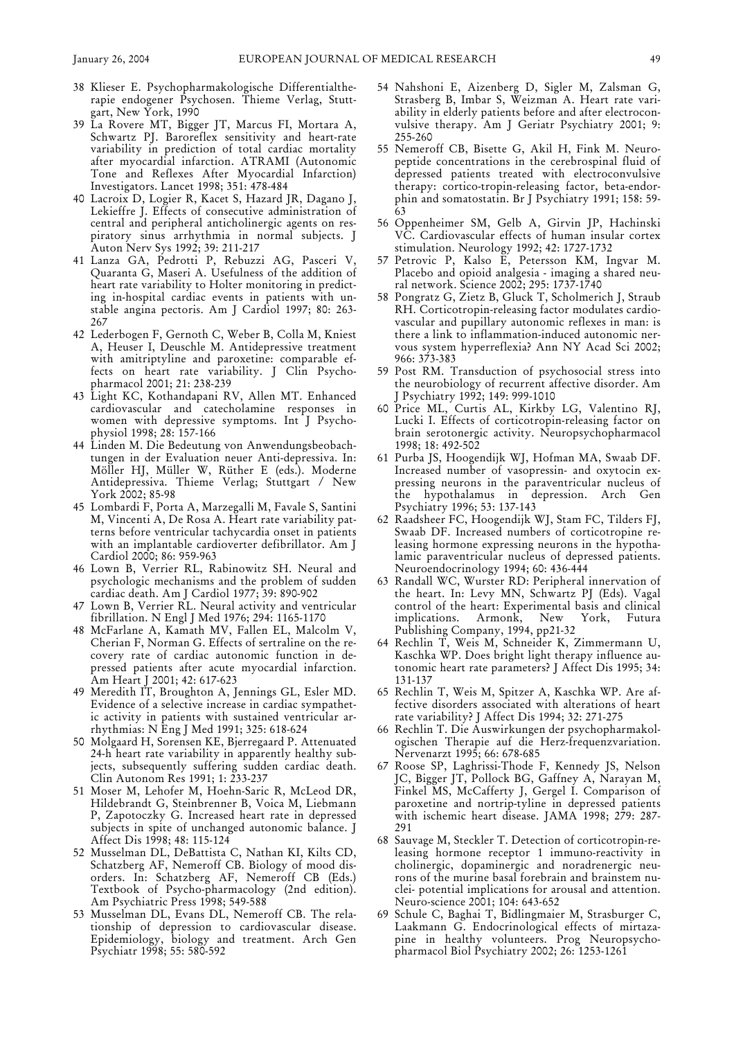38 Klieser E. Psychopharmakologische Differentialtherapie endogener Psychosen. Thieme Verlag, Stuttgart, New York, 1990

39 La Rovere MT, Bigger JT, Marcus FI, Mortara A, Schwartz PJ. Baroreflex sensitivity and heart-rate variability in prediction of total cardiac mortality after myocardial infarction. ATRAMI (Autonomic Tone and Reflexes After Myocardial Infarction) Investigators. Lancet 1998; 351: 478-484

40 Lacroix D, Logier R, Kacet S, Hazard JR, Dagano J, Lekieffre J. Effects of consecutive administration of central and peripheral anticholinergic agents on respiratory sinus arrhythmia in normal subjects. J Auton Nerv Sys 1992; 39: 211-217

41 Lanza GA, Pedrotti P, Rebuzzi AG, Pasceri V, Quaranta G, Maseri A. Usefulness of the addition of heart rate variability to Holter monitoring in predicting in-hospital cardiac events in patients with unstable angina pectoris. Am J Cardiol 1997; 80: 263-267

42 Lederbogen F, Gernoth C, Weber B, Colla M, Kniest A, Heuser I, Deuschle M. Antidepressive treatment with amitriptyline and paroxetine: comparable effects on heart rate variability. J Clin Psychopharmacol 2001; 21: 238-239

43 Light KC, Kothandapani RV, Allen MT. Enhanced cardiovascular and catecholamine responses in women with depressive symptoms. Int J Psychophysiol 1998; 28: 157-166

44 Linden M. Die Bedeutung von Anwendungsbeobachtungen in der Evaluation neuer Anti-depressiva. In: Möller HJ, Müller W, Rüther E (eds.). Moderne Antidepressiva. Thieme Verlag; Stuttgart / New York 2002; 85-98

45 Lombardi F, Porta A, Marzegalli M, Favale S, Santini M, Vincenti A, De Rosa A. Heart rate variability patterns before ventricular tachycardia onset in patients with an implantable cardioverter defibrillator. Am J Cardiol 2000; 86: 959-963

46 Lown B, Verrier RL, Rabinowitz SH. Neural and psychologic mechanisms and the problem of sudden cardiac death. Am J Cardiol 1977; 39: 890-902

47 Lown B, Verrier RL. Neural activity and ventricular fibrillation. N Engl J Med 1976; 294: 1165-1170

48 McFarlane A, Kamath MV, Fallen EL, Malcolm V, Cherian F, Norman G. Effects of sertraline on the recovery rate of cardiac autonomic function in depressed patients after acute myocardial infarction. Am Heart J 2001; 42: 617-623

49 Meredith IT, Broughton A, Jennings GL, Esler MD. Evidence of a selective increase in cardiac sympathetic activity in patients with sustained ventricular arrhythmias: N Eng J Med 1991; 325: 618-624

50 Molgaard H, Sorensen KE, Bjerregaard P. Attenuated 24-h heart rate variability in apparently healthy subjects, subsequently suffering sudden cardiac death. Clin Autonom Res 1991; 1: 233-237

51 Moser M, Lehofer M, Hoehn-Saric R, McLeod DR, Hildebrandt G, Steinbrenner B, Voica M, Liebmann P, Zapotoczky G. Increased heart rate in depressed subjects in spite of unchanged autonomic balance. J Affect Dis 1998; 48: 115-124

52 Musselman DL, DeBattista C, Nathan KI, Kilts CD, Schatzberg AF, Nemeroff CB. Biology of mood disorders. In: Schatzberg AF, Nemeroff CB (Eds.) Textbook of Psycho-pharmacology (2nd edition). Am Psychiatric Press 1998; 549-588

53 Musselman DL, Evans DL, Nemeroff CB. The relationship of depression to cardiovascular disease. Epidemiology, biology and treatment. Arch Gen Psychiatr 1998; 55: 580-592

54 Nahshoni E, Aizenberg D, Sigler M, Zalsman G, Strasberg B, Imbar S, Weizman A. Heart rate variability in elderly patients before and after electroconvulsive therapy. Am J Geriatr Psychiatry 2001; 9: 255-260

55 Nemeroff CB, Bisette G, Akil H, Fink M. Neuropeptide concentrations in the cerebrospinal fluid of depressed patients treated with electroconvulsive therapy: cortico-tropin-releasing factor, beta-endorphin and somatostatin. Br J Psychiatry 1991; 158: 59-63

56 Oppenheimer SM, Gelb A, Girvin JP, Hachinski VC. Cardiovascular effects of human insular cortex stimulation. Neurology 1992; 42: 1727-1732

57 Petrovic P, Kalso E, Petersson KM, Ingvar M. Placebo and opioid analgesia - imaging a shared neural network. Science 2002; 295: 1737-1740

58 Pongratz G, Zietz B, Gluck T, Scholmerich J, Straub RH. Corticotropin-releasing factor modulates cardiovascular and pupillary autonomic reflexes in man: is there a link to inflammation-induced autonomic nervous system hyperreflexia? Ann NY Acad Sci 2002; 966: 373-383

59 Post RM. Transduction of psychosocial stress into the neurobiology of recurrent affective disorder. Am J Psychiatry 1992; 149: 999-1010

60 Price ML, Curtis AL, Kirkby LG, Valentino RJ, Lucki I. Effects of corticotropin-releasing factor on brain serotonergic activity. Neuropsychopharmacol 1998; 18: 492-502

61 Purba JS, Hoogendijk WJ, Hofman MA, Swaab DF. Increased number of vasopressin- and oxytocin expressing neurons in the paraventricular nucleus of the hypothalamus in depression. Arch Gen Psychiatry 1996; 53: 137-143

62 Raadsheer FC, Hoogendijk WJ, Stam FC, Tilders FJ, Swaab DF. Increased numbers of corticotropine releasing hormone expressing neurons in the hypothalamic paraventricular nucleus of depressed patients. Neuroendocrinology 1994; 60: 436-444

63 Randall WC, Wurster RD: Peripheral innervation of the heart. In: Levy MN, Schwartz PJ (Eds). Vagal control of the heart: Experimental basis and clinical implications. Armonk, New York, Futura Publishing Company, 1994, pp21-32

64 Rechlin T, Weis M, Schneider K, Zimmermann U, Kaschka WP. Does bright light therapy influence autonomic heart rate parameters? J Affect Dis 1995; 34: 131-137

65 Rechlin T, Weis M, Spitzer A, Kaschka WP. Are affective disorders associated with alterations of heart rate variability? J Affect Dis 1994; 32: 271-275

66 Rechlin T. Die Auswirkungen der psychopharmakologischen Therapie auf die Herz-frequenzvariation. Nervenarzt 1995; 66: 678-685

67 Roose SP, Laghrissi-Thode F, Kennedy JS, Nelson JC, Bigger JT, Pollock BG, Gaffney A, Narayan M, Finkel MS, McCafferty J, Gergel I. Comparison of paroxetine and nortrip-tyline in depressed patients with ischemic heart disease. JAMA 1998; 279: 287-291

68 Sauvage M, Steckler T. Detection of corticotropin-releasing hormone receptor 1 immuno-reactivity in cholinergic, dopaminergic and noradrenergic neurons of the murine basal forebrain and brainstem nuclei- potential implications for arousal and attention. Neuro-science 2001; 104: 643-652

69 Schule C, Baghai T, Bidlingmaier M, Strasburger C, Laakmann G. Endocrinological effects of mirtazapine in healthy volunteers. Prog Neuropsychopharmacol Biol Psychiatry 2002; 26: 1253-1261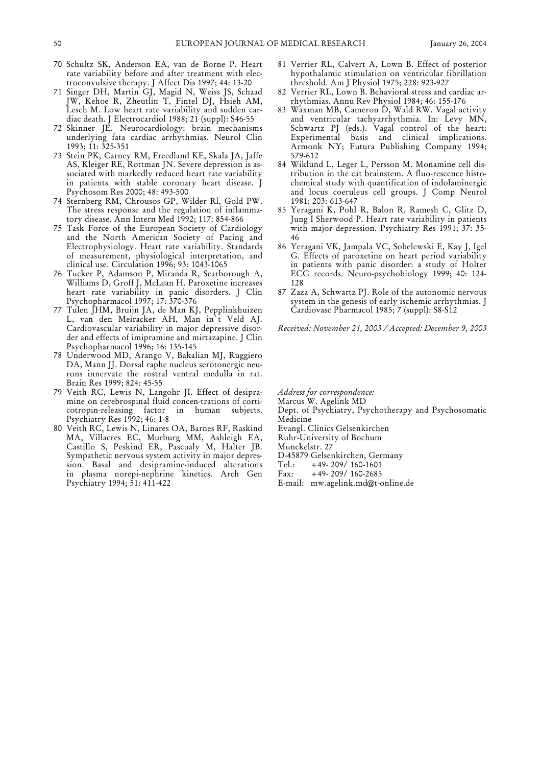70 Schultz SK, Anderson EA, van de Borne P. Heart rate variability before and after treatment with electroconvulsive therapy. J Affect Dis 1997; 44: 13-20

71 Singer DH, Martin GJ, Magid N, Weiss JS, Schaad JW, Kehoe R, Zheutlin T, Fintel DJ, Hsieh AM, Lesch M. Low heart rate variability and sudden cardiac death. J Electrocardiol 1988; 21 (suppl): S46-55

72 Skinner JE. Neurocardiology: brain mechanisms underlying fata cardiac arrhythmias. Neurol Clin 1993; 11: 325-351

73 Stein PK, Carney RM, Freedland KE, Skala JA, Jaffe AS, Kleiger RE, Rottman JN. Severe depression is associated with markedly reduced heart rate variability in patients with stable coronary heart disease. J Psychosom Res 2000; 48: 493-500

74 Sternberg RM, Chrousos GP, Wilder Rl, Gold PW. The stress response and the regulation of inflammatory disease. Ann Intern Med 1992; 117: 854-866

75 Task Force of the European Society of Cardiology and the North American Society of Pacing and Electrophysiology. Heart rate variability. Standards of measurement, physiological interpretation, and clinical use. Circulation 1996; 93: 1043-1065

76 Tucker P, Adamson P, Miranda R, Scarborough A, Williams D, Groff J, McLean H. Paroxetine increases heart rate variability in panic disorders. J Clin Psychopharmacol 1997; 17: 370-376

77 Tulen JHM, Bruijn JA, de Man KJ, Pepplinkhuizen L, van den Meiracker AH, Man in`t Veld AJ. Cardiovascular variability in major depressive disorder and effects of imipramine and mirtazapine. J Clin Psychopharmacol 1996; 16: 135-145

78 Underwood MD, Arango V, Bakalian MJ, Ruggiero DA, Mann JJ. Dorsal raphe nucleus serotonergic neurons innervate the rostral ventral medulla in rat. Brain Res 1999; 824: 45-55

79 Veith RC, Lewis N, Langohr JI. Effect of desipramine on cerebrospinal fluid concen-trations of corticotropin-releasing factor in human subjects. Psychiatry Res 1992; 46: 1-8

80 Veith RC, Lewis N, Linares OA, Barnes RF, Raskind MA, Villacres EC, Murburg MM, Ashleigh EA, Castillo S, Peskind ER, Pascualy M, Halter JB. Sympathetic nervous system activity in major depression. Basal and desipramine-induced alterations in plasma norepi-nephrine kinetics. Arch Gen Psychiatry 1994; 51: 411-422

81 Verrier RL, Calvert A, Lown B. Effect of posterior hypothalamic stimulation on ventricular fibrillation threshold. Am J Physiol 1975; 228: 923-927

82 Verrier RL, Lown B. Behavioral stress and cardiac arrhythmias. Annu Rev Physiol 1984; 46: 155-176

83 Waxman MB, Cameron D, Wald RW. Vagal activity and ventricular tachyarrhythmia. In: Levy MN, Schwartz PJ (eds.). Vagal control of the heart: Experimental basis and clinical implications. Armonk NY; Futura Publishing Company 1994; 579-612

84 Wiklund L, Leger L, Persson M. Monamine cell distribution in the cat brainstem. A fluo-rescence histochemical study with quantification of indolaminergic and locus coeruleus cell groups. J Comp Neurol 1981; 203: 613-647

85 Yeragani K, Pohl R, Balon R, Ramesh C, Glitz D, Jung I Sherwood P. Heart rate variability in patients with major depression. Psychiatry Res 1991; 37: 35-46

86 Yeragani VK, Jampala VC, Sobelewski E, Kay J, Igel G. Effects of paroxetine on heart period variability in patients with panic disorder: a study of Holter ECG records. Neuro-psychobiology 1999; 40: 124-128

87 Zaza A, Schwartz PJ. Role of the autonomic nervous system in the genesis of early ischemic arrhythmias. J Cardiovasc Pharmacol 1985; 7 (suppl): S8-S12

*Received: November 21, 2003 / Accepted: December 9, 2003*

*Address for correspondence:*
Marcus W. Agelink MD
Dept. of Psychiatry, Psychotherapy and Psychosomatic Medicine
Evangl. Clinics Gelsenkirchen
Ruhr-University of Bochum
Munckelstr. 27
D-45879 Gelsenkirchen, Germany
Tel.: +49- 209/ 160-1601
Fax: +49- 209/ 160-2685
E-mail: mw.agelink.md@t-online.de